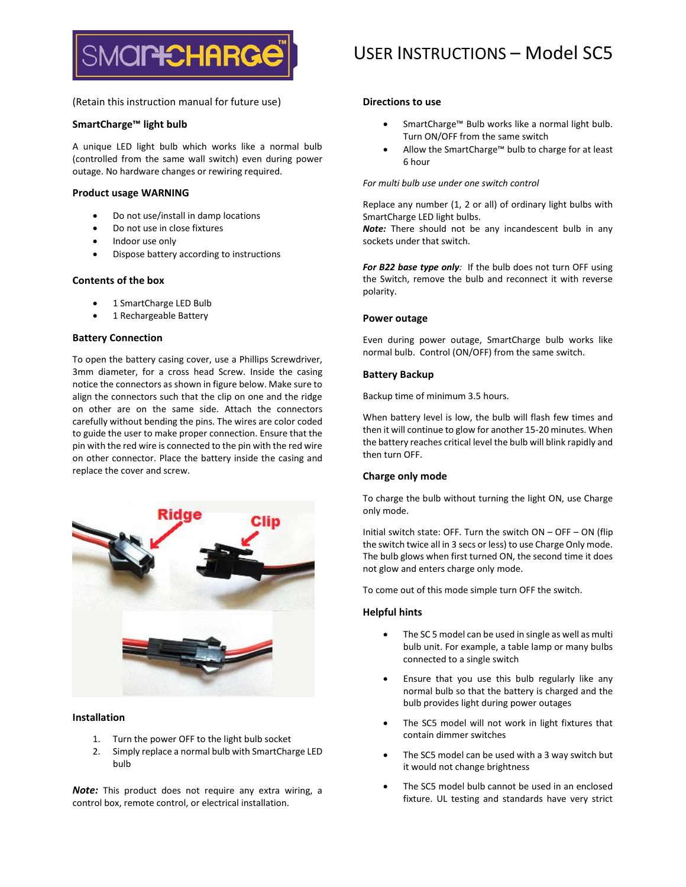# USER INSTRUCTIONS – Model SC5

(Retain this instruction manual for future use)

### SmartCharge™ light bulb

A unique LED light bulb which works like a normal bulb (controlled from the same wall switch) even during power outage. No hardware changes or rewiring required.

### Product usage WARNING

- Do not use/install in damp locations
- Do not use in close fixtures
- Indoor use only
- Dispose battery according to instructions

### Contents of the box

- 1 SmartCharge LED Bulb
- 1 Rechargeable Battery

### Battery Connection

To open the battery casing cover, use a Phillips Screwdriver, 3mm diameter, for a cross head Screw. Inside the casing notice the connectors as shown in figure below. Make sure to align the connectors such that the clip on one and the ridge on other are on the same side. Attach the connectors carefully without bending the pins. The wires are color coded to guide the user to make proper connection. Ensure that the pin with the red wire is connected to the pin with the red wire on other connector. Place the battery inside the casing and replace the cover and screw.

Ridge Clip

### Installation

1. Turn the power OFF to the light bulb socket
2. Simply replace a normal bulb with SmartCharge LED bulb

***Note:*** This product does not require any extra wiring, a control box, remote control, or electrical installation.

### Directions to use

- SmartCharge™ Bulb works like a normal light bulb. Turn ON/OFF from the same switch
- Allow the SmartCharge™ bulb to charge for at least 6 hour

*For multi bulb use under one switch control*

Replace any number (1, 2 or all) of ordinary light bulbs with SmartCharge LED light bulbs.
***Note:*** There should not be any incandescent bulb in any sockets under that switch.

***For B22 base type only**:* If the bulb does not turn OFF using the Switch, remove the bulb and reconnect it with reverse polarity.

### Power outage

Even during power outage, SmartCharge bulb works like normal bulb. Control (ON/OFF) from the same switch.

### Battery Backup

Backup time of minimum 3.5 hours.

When battery level is low, the bulb will flash few times and then it will continue to glow for another 15-20 minutes. When the battery reaches critical level the bulb will blink rapidly and then turn OFF.

### Charge only mode

To charge the bulb without turning the light ON, use Charge only mode.

Initial switch state: OFF. Turn the switch ON – OFF – ON (flip the switch twice all in 3 secs or less) to use Charge Only mode. The bulb glows when first turned ON, the second time it does not glow and enters charge only mode.

To come out of this mode simple turn OFF the switch.

### Helpful hints

- The SC 5 model can be used in single as well as multi bulb unit. For example, a table lamp or many bulbs connected to a single switch
- Ensure that you use this bulb regularly like any normal bulb so that the battery is charged and the bulb provides light during power outages
- The SC5 model will not work in light fixtures that contain dimmer switches
- The SC5 model can be used with a 3 way switch but it would not change brightness
- The SC5 model bulb cannot be used in an enclosed fixture. UL testing and standards have very strict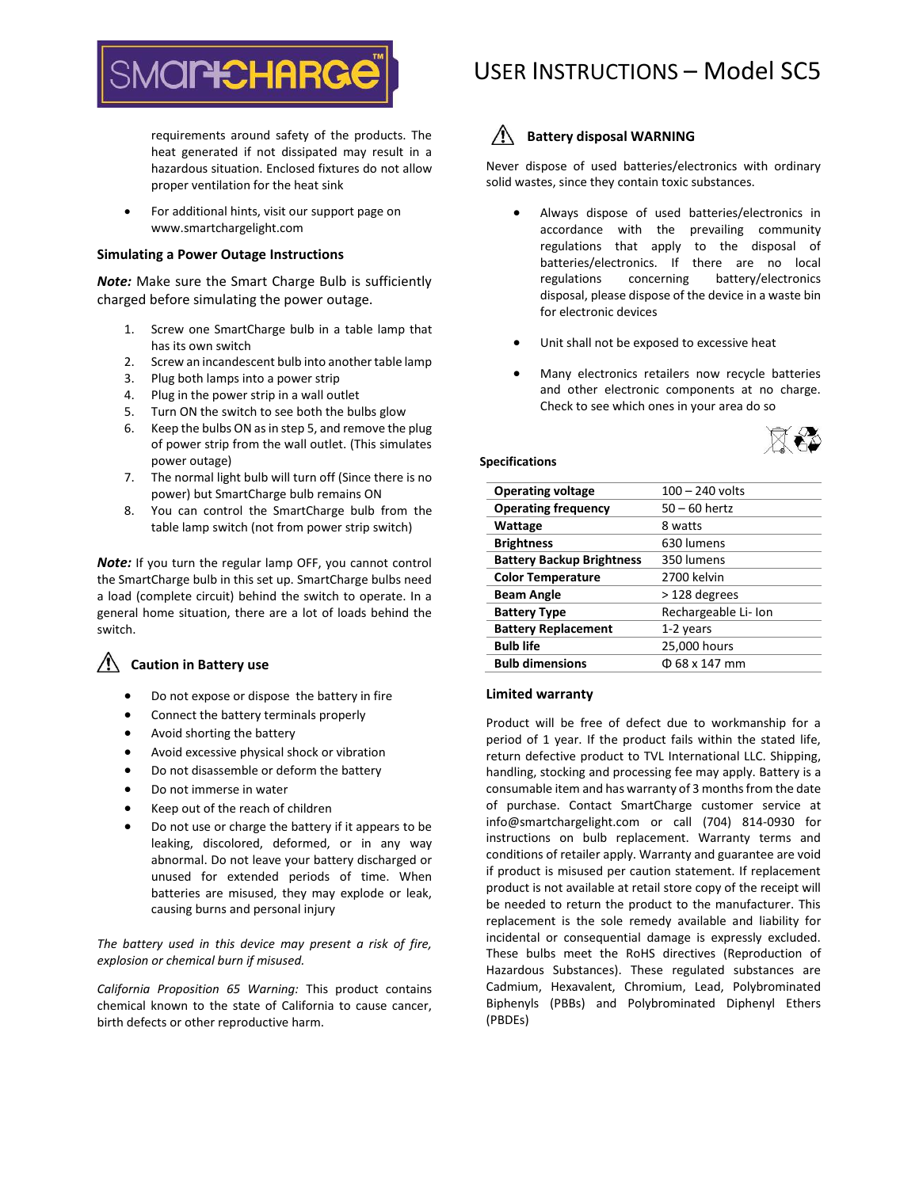# USER INSTRUCTIONS – Model SC5

requirements around safety of the products. The heat generated if not dissipated may result in a hazardous situation. Enclosed fixtures do not allow proper ventilation for the heat sink

- For additional hints, visit our support page on www.smartchargelight.com

### Simulating a Power Outage Instructions

***Note:*** Make sure the Smart Charge Bulb is sufficiently charged before simulating the power outage.

1. Screw one SmartCharge bulb in a table lamp that has its own switch
2. Screw an incandescent bulb into another table lamp
3. Plug both lamps into a power strip
4. Plug in the power strip in a wall outlet
5. Turn ON the switch to see both the bulbs glow
6. Keep the bulbs ON as in step 5, and remove the plug of power strip from the wall outlet. (This simulates power outage)
7. The normal light bulb will turn off (Since there is no power) but SmartCharge bulb remains ON
8. You can control the SmartCharge bulb from the table lamp switch (not from power strip switch)

***Note:*** If you turn the regular lamp OFF, you cannot control the SmartCharge bulb in this set up. SmartCharge bulbs need a load (complete circuit) behind the switch to operate. In a general home situation, there are a lot of loads behind the switch.

### ⚠ Caution in Battery use

- Do not expose or dispose the battery in fire
- Connect the battery terminals properly
- Avoid shorting the battery
- Avoid excessive physical shock or vibration
- Do not disassemble or deform the battery
- Do not immerse in water
- Keep out of the reach of children
- Do not use or charge the battery if it appears to be leaking, discolored, deformed, or in any way abnormal. Do not leave your battery discharged or unused for extended periods of time. When batteries are misused, they may explode or leak, causing burns and personal injury

*The battery used in this device may present a risk of fire, explosion or chemical burn if misused.*

*California Proposition 65 Warning:* This product contains chemical known to the state of California to cause cancer, birth defects or other reproductive harm.

### ⚠ Battery disposal WARNING

Never dispose of used batteries/electronics with ordinary solid wastes, since they contain toxic substances.

- Always dispose of used batteries/electronics in accordance with the prevailing community regulations that apply to the disposal of batteries/electronics. If there are no local regulations concerning battery/electronics disposal, please dispose of the device in a waste bin for electronic devices
- Unit shall not be exposed to excessive heat
- Many electronics retailers now recycle batteries and other electronic components at no charge. Check to see which ones in your area do so

### Specifications

| | |
|---|---|
| **Operating voltage** | 100 – 240 volts |
| **Operating frequency** | 50 – 60 hertz |
| **Wattage** | 8 watts |
| **Brightness** | 630 lumens |
| **Battery Backup Brightness** | 350 lumens |
| **Color Temperature** | 2700 kelvin |
| **Beam Angle** | > 128 degrees |
| **Battery Type** | Rechargeable Li- Ion |
| **Battery Replacement** | 1-2 years |
| **Bulb life** | 25,000 hours |
| **Bulb dimensions** | Φ 68 x 147 mm |

### Limited warranty

Product will be free of defect due to workmanship for a period of 1 year. If the product fails within the stated life, return defective product to TVL International LLC. Shipping, handling, stocking and processing fee may apply. Battery is a consumable item and has warranty of 3 months from the date of purchase. Contact SmartCharge customer service at info@smartchargelight.com or call (704) 814-0930 for instructions on bulb replacement. Warranty terms and conditions of retailer apply. Warranty and guarantee are void if product is misused per caution statement. If replacement product is not available at retail store copy of the receipt will be needed to return the product to the manufacturer. This replacement is the sole remedy available and liability for incidental or consequential damage is expressly excluded. These bulbs meet the RoHS directives (Reproduction of Hazardous Substances). These regulated substances are Cadmium, Hexavalent, Chromium, Lead, Polybrominated Biphenyls (PBBs) and Polybrominated Diphenyl Ethers (PBDEs)